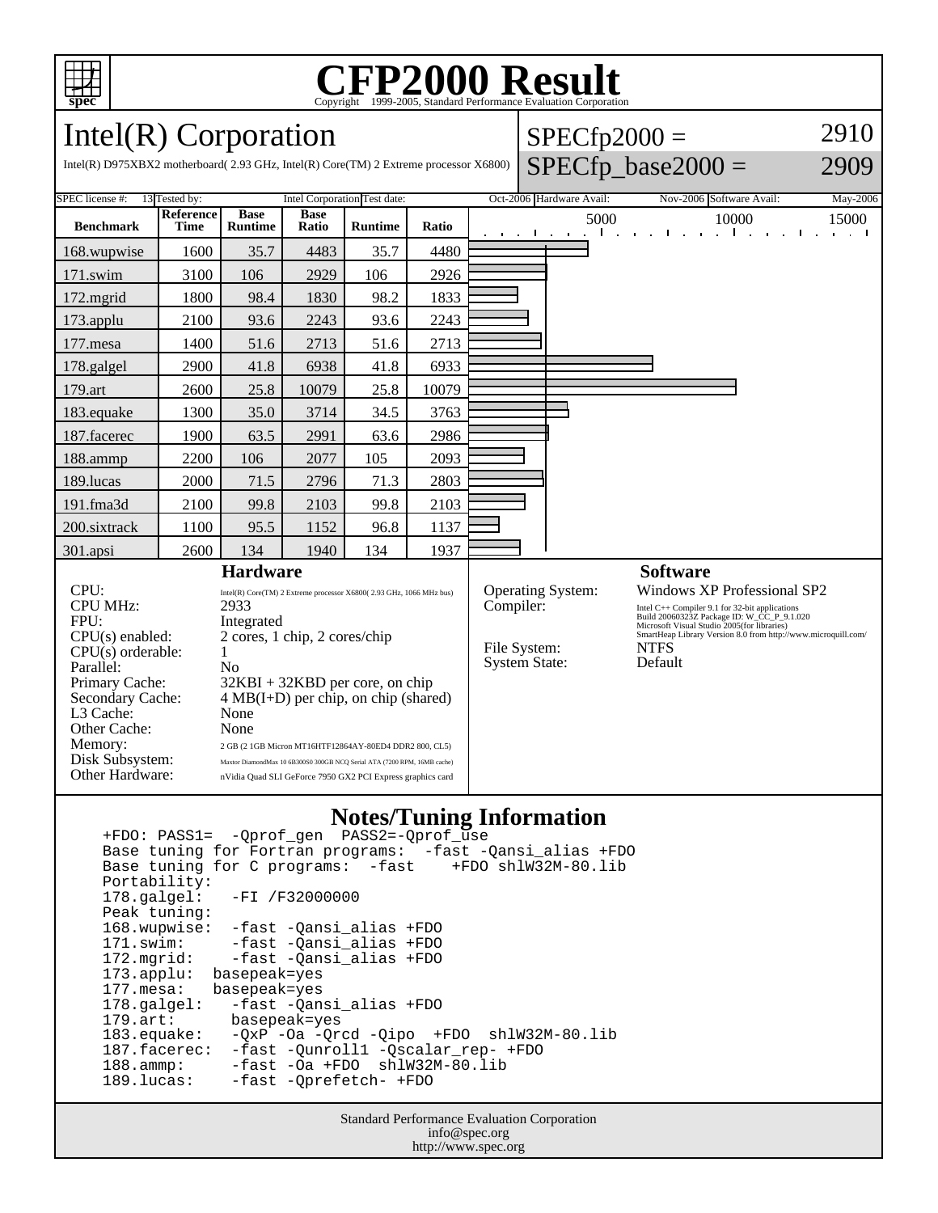# CFP2000 Result

Copyright 1999-2005, Standard Performance Evaluation Corporation

## Intel(R) Corporation

Intel(R) D975XBX2 motherboard( 2.93 GHz, Intel(R) Core(TM) 2 Extreme processor X6800)

SPECfp2000 = 2910

SPECfp_base2000 = 2909

SPEC license #: 13 Tested by: Intel Corporation Test date: Oct-2006 Hardware Avail: Nov-2006 Software Avail: May-2006

| Benchmark | Reference Time | Base Runtime | Base Ratio | Runtime | Ratio |
|---|---|---|---|---|---|
| 168.wupwise | 1600 | 35.7 | 4483 | 35.7 | 4480 |
| 171.swim | 3100 | 106 | 2929 | 106 | 2926 |
| 172.mgrid | 1800 | 98.4 | 1830 | 98.2 | 1833 |
| 173.applu | 2100 | 93.6 | 2243 | 93.6 | 2243 |
| 177.mesa | 1400 | 51.6 | 2713 | 51.6 | 2713 |
| 178.galgel | 2900 | 41.8 | 6938 | 41.8 | 6933 |
| 179.art | 2600 | 25.8 | 10079 | 25.8 | 10079 |
| 183.equake | 1300 | 35.0 | 3714 | 34.5 | 3763 |
| 187.facerec | 1900 | 63.5 | 2991 | 63.6 | 2986 |
| 188.ammp | 2200 | 106 | 2077 | 105 | 2093 |
| 189.lucas | 2000 | 71.5 | 2796 | 71.3 | 2803 |
| 191.fma3d | 2100 | 99.8 | 2103 | 99.8 | 2103 |
| 200.sixtrack | 1100 | 95.5 | 1152 | 96.8 | 1137 |
| 301.apsi | 2600 | 134 | 1940 | 134 | 1937 |

### Hardware

| | |
|---|---|
| CPU: | Intel(R) Core(TM) 2 Extreme processor X6800( 2.93 GHz, 1066 MHz bus) |
| CPU MHz: | 2933 |
| FPU: | Integrated |
| CPU(s) enabled: | 2 cores, 1 chip, 2 cores/chip |
| CPU(s) orderable: | 1 |
| Parallel: | No |
| Primary Cache: | 32KBI + 32KBD per core, on chip |
| Secondary Cache: | 4 MB(I+D) per chip, on chip (shared) |
| L3 Cache: | None |
| Other Cache: | None |
| Memory: | 2 GB (2 1GB Micron MT16HTF12864AY-80ED4 DDR2 800, CL5) |
| Disk Subsystem: | Maxtor DiamondMax 10 6B300S0 300GB NCQ Serial ATA (7200 RPM, 16MB cache) |
| Other Hardware: | nVidia Quad SLI GeForce 7950 GX2 PCI Express graphics card |

### Software

| | |
|---|---|
| Operating System: | Windows XP Professional SP2 |
| Compiler: | Intel C++ Compiler 9.1 for 32-bit applications Build 20060323Z Package ID: W_CC_P_9.1.020 Microsoft Visual Studio 2005(for libraries) SmartHeap Library Version 8.0 from http://www.microquill.com/ |
| File System: | NTFS |
| System State: | Default |

### Notes/Tuning Information

```
+FDO: PASS1=  -Qprof_gen  PASS2=-Qprof_use
Base tuning for Fortran programs:  -fast -Qansi_alias +FDO
Base tuning for C programs:  -fast    +FDO shlW32M-80.lib
Portability:
178.galgel:   -FI /F32000000
Peak tuning:
168.wupwise:  -fast -Qansi_alias +FDO
171.swim:     -fast -Qansi_alias +FDO
172.mgrid:    -fast -Qansi_alias +FDO
173.applu:  basepeak=yes
177.mesa:   basepeak=yes
178.galgel:   -fast -Qansi_alias +FDO
179.art:      basepeak=yes
183.equake:   -QxP -Oa -Qrcd -Qipo  +FDO  shlW32M-80.lib
187.facerec:  -fast -Qunroll1 -Qscalar_rep- +FDO
188.ammp:     -fast -Oa +FDO  shlW32M-80.lib
189.lucas:    -fast -Qprefetch- +FDO
```

Standard Performance Evaluation Corporation
info@spec.org
http://www.spec.org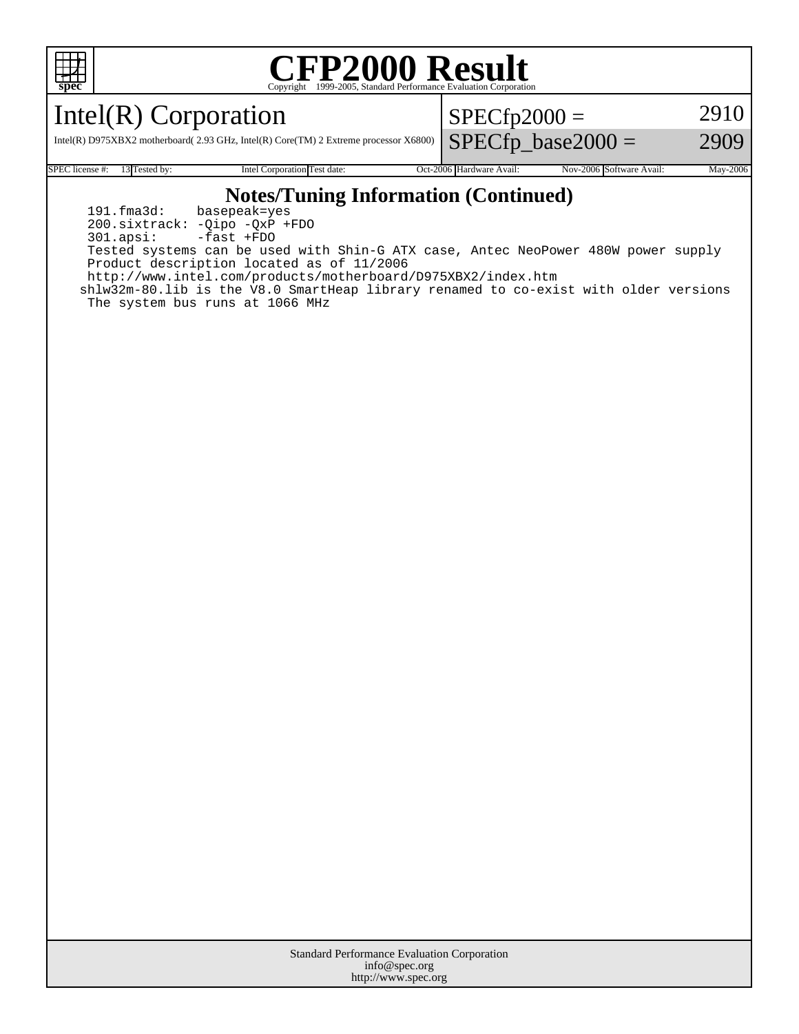# CFP2000 Result

Copyright 1999-2005, Standard Performance Evaluation Corporation

## Intel(R) Corporation

Intel(R) D975XBX2 motherboard( 2.93 GHz, Intel(R) Core(TM) 2 Extreme processor X6800)

SPECfp2000 = 2910

SPECfp_base2000 = 2909

| SPEC license #: | 13 | Tested by: | Intel Corporation | Test date: | Oct-2006 | Hardware Avail: | Nov-2006 | Software Avail: | May-2006 |
|---|---|---|---|---|---|---|---|---|---|

### Notes/Tuning Information (Continued)

```
  191.fma3d:    basepeak=yes
  200.sixtrack: -Qipo -QxP +FDO
  301.apsi:     -fast +FDO
  Tested systems can be used with Shin-G ATX case, Antec NeoPower 480W power supply
  Product description located as of 11/2006
  http://www.intel.com/products/motherboard/D975XBX2/index.htm
 shlw32m-80.lib is the V8.0 SmartHeap library renamed to co-exist with older versions
  The system bus runs at 1066 MHz
```

Standard Performance Evaluation Corporation
info@spec.org
http://www.spec.org